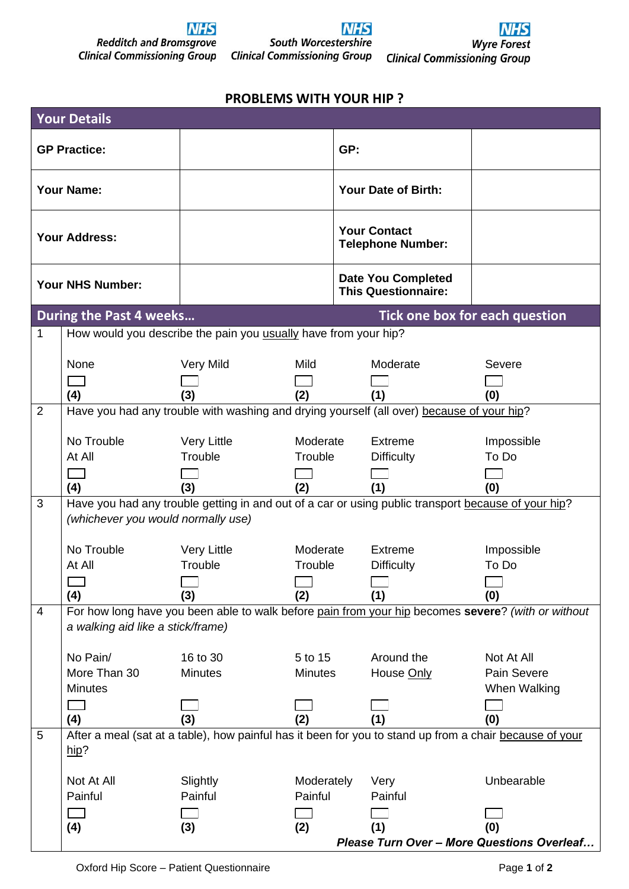Redditch and Bromsgrove Clinical Commissioning Group | South Worcestershire Clinical Commissioning Group | Wyre Forest Clinical Commissioning Group

# PROBLEMS WITH YOUR HIP ?

## Your Details

| | | | |
|---|---|---|---|
| **GP Practice:** | | **GP:** | |
| **Your Name:** | | **Your Date of Birth:** | |
| **Your Address:** | | **Your Contact Telephone Number:** | |
| **Your NHS Number:** | | **Date You Completed This Questionnaire:** | |

## During the Past 4 weeks… — Tick one box for each question

**1** How would you describe the pain you usually have from your hip?

| None | Very Mild | Mild | Moderate | Severe |
|---|---|---|---|---|
| ☐ **(4)** | ☐ **(3)** | ☐ **(2)** | ☐ **(1)** | ☐ **(0)** |

**2** Have you had any trouble with washing and drying yourself (all over) because of your hip?

| No Trouble At All | Very Little Trouble | Moderate Trouble | Extreme Difficulty | Impossible To Do |
|---|---|---|---|---|
| ☐ **(4)** | ☐ **(3)** | ☐ **(2)** | ☐ **(1)** | ☐ **(0)** |

**3** Have you had any trouble getting in and out of a car or using public transport because of your hip? *(whichever you would normally use)*

| No Trouble At All | Very Little Trouble | Moderate Trouble | Extreme Difficulty | Impossible To Do |
|---|---|---|---|---|
| ☐ **(4)** | ☐ **(3)** | ☐ **(2)** | ☐ **(1)** | ☐ **(0)** |

**4** For how long have you been able to walk before pain from your hip becomes **severe**? *(with or without a walking aid like a stick/frame)*

| No Pain/ More Than 30 Minutes | 16 to 30 Minutes | 5 to 15 Minutes | Around the House Only | Not At All Pain Severe When Walking |
|---|---|---|---|---|
| ☐ **(4)** | ☐ **(3)** | ☐ **(2)** | ☐ **(1)** | ☐ **(0)** |

**5** After a meal (sat at a table), how painful has it been for you to stand up from a chair because of your hip?

| Not At All Painful | Slightly Painful | Moderately Painful | Very Painful | Unbearable |
|---|---|---|---|---|
| ☐ **(4)** | ☐ **(3)** | ☐ **(2)** | ☐ **(1)** | ☐ **(0)** |

***Please Turn Over – More Questions Overleaf…***

Oxford Hip Score – Patient Questionnaire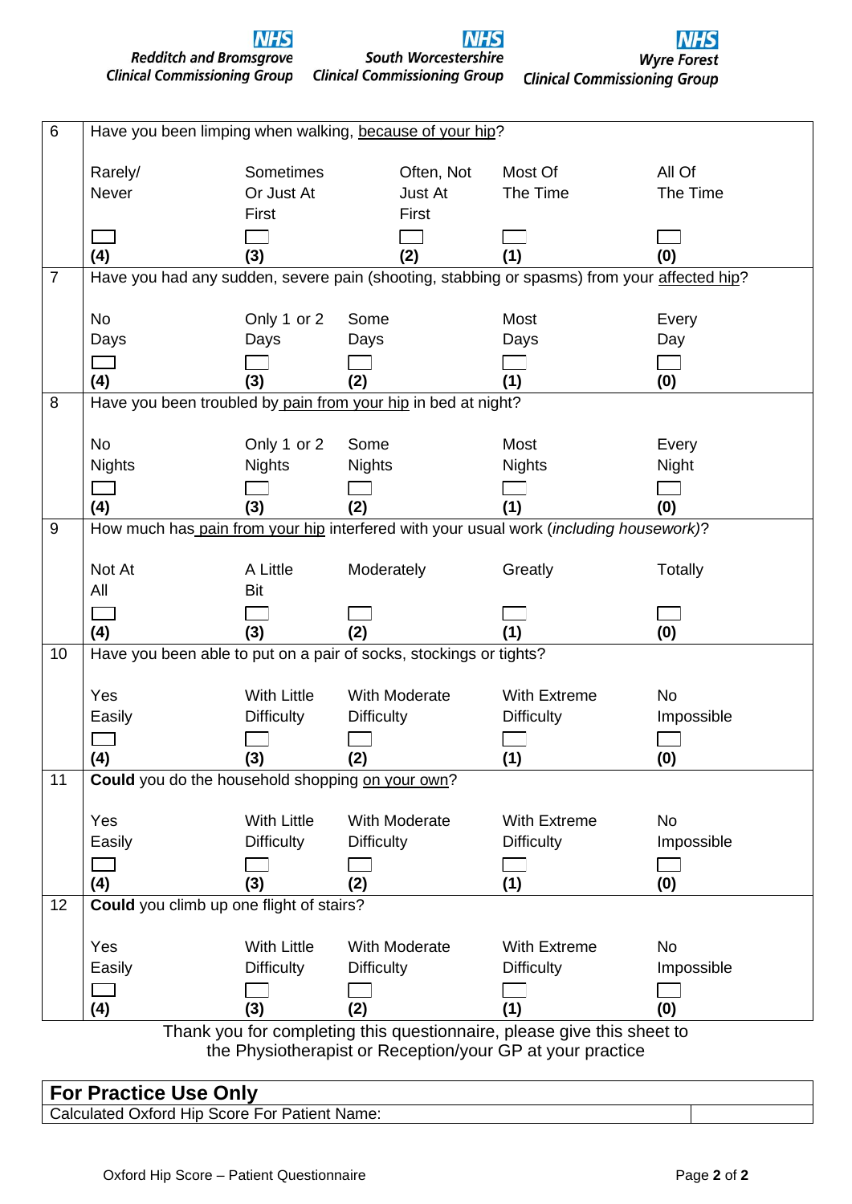Redditch and Bromsgrove Clinical Commissioning Group | South Worcestershire Clinical Commissioning Group | Wyre Forest Clinical Commissioning Group

| | | | | | |
|---|---|---|---|---|---|
| 6 | Have you been limping when walking, <u>because of your hip</u>? | | | | |
| | Rarely/ Never ☐ **(4)** | Sometimes Or Just At First ☐ **(3)** | Often, Not Just At First ☐ **(2)** | Most Of The Time ☐ **(1)** | All Of The Time ☐ **(0)** |
| 7 | Have you had any sudden, severe pain (shooting, stabbing or spasms) from your <u>affected hip</u>? | | | | |
| | No Days ☐ **(4)** | Only 1 or 2 Days ☐ **(3)** | Some Days ☐ **(2)** | Most Days ☐ **(1)** | Every Day ☐ **(0)** |
| 8 | Have you been troubled by <u>pain from your hip</u> in bed at night? | | | | |
| | No Nights ☐ **(4)** | Only 1 or 2 Nights ☐ **(3)** | Some Nights ☐ **(2)** | Most Nights ☐ **(1)** | Every Night ☐ **(0)** |
| 9 | How much has <u>pain from your hip</u> interfered with your usual work (*including housework)*? | | | | |
| | Not At All ☐ **(4)** | A Little Bit ☐ **(3)** | Moderately ☐ **(2)** | Greatly ☐ **(1)** | Totally ☐ **(0)** |
| 10 | Have you been able to put on a pair of socks, stockings or tights? | | | | |
| | Yes Easily ☐ **(4)** | With Little Difficulty ☐ **(3)** | With Moderate Difficulty ☐ **(2)** | With Extreme Difficulty ☐ **(1)** | No Impossible ☐ **(0)** |
| 11 | **Could** you do the household shopping <u>on your own</u>? | | | | |
| | Yes Easily ☐ **(4)** | With Little Difficulty ☐ **(3)** | With Moderate Difficulty ☐ **(2)** | With Extreme Difficulty ☐ **(1)** | No Impossible ☐ **(0)** |
| 12 | **Could** you climb up one flight of stairs? | | | | |
| | Yes Easily ☐ **(4)** | With Little Difficulty ☐ **(3)** | With Moderate Difficulty ☐ **(2)** | With Extreme Difficulty ☐ **(1)** | No Impossible ☐ **(0)** |

Thank you for completing this questionnaire, please give this sheet to the Physiotherapist or Reception/your GP at your practice

| **For Practice Use Only** | |
|---|---|
| Calculated Oxford Hip Score For Patient Name: | |

Oxford Hip Score – Patient Questionnaire